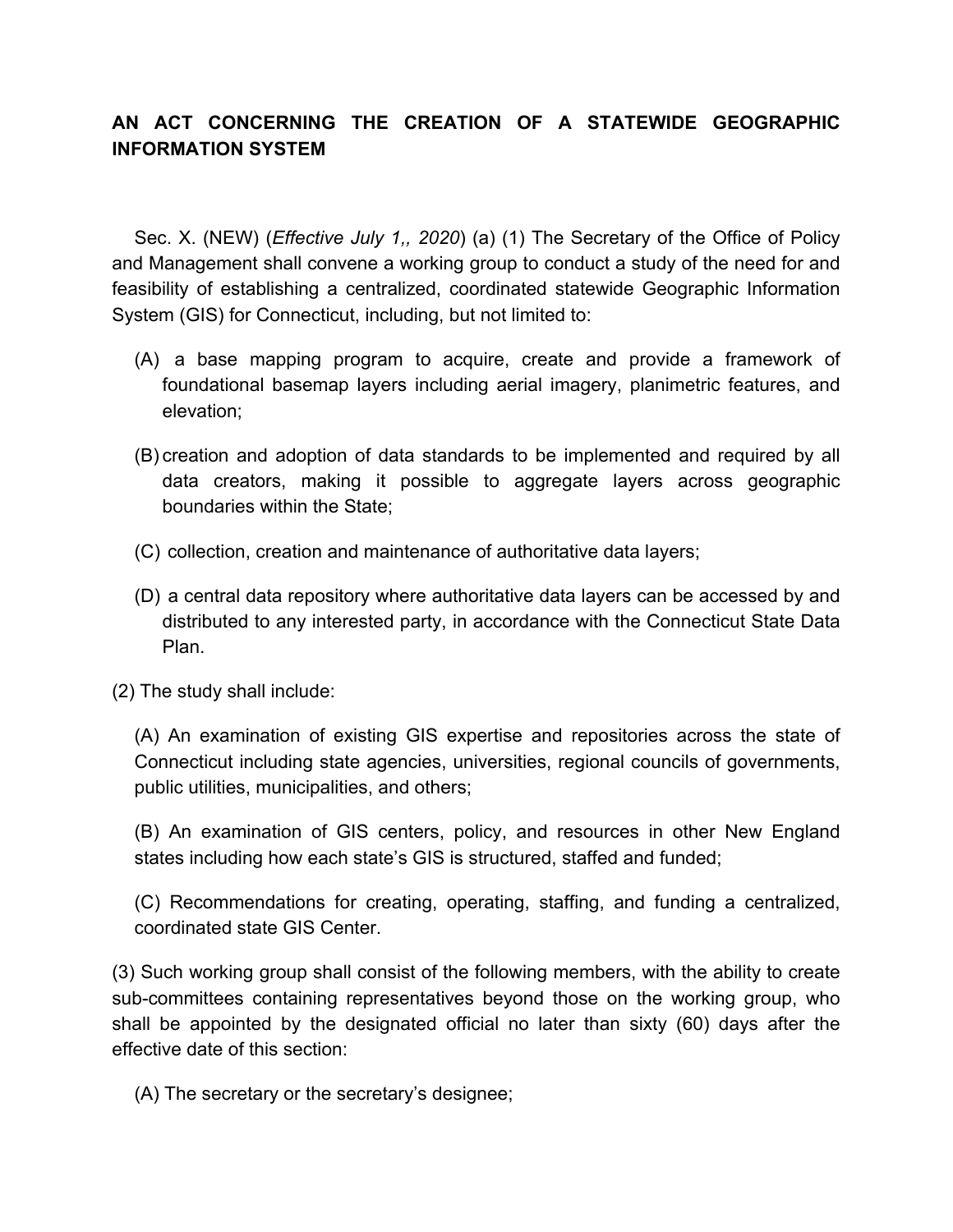**AN ACT CONCERNING THE CREATION OF A STATEWIDE GEOGRAPHIC INFORMATION SYSTEM**

Sec. X. (NEW) (*Effective July 1,, 2020*) (a) (1) The Secretary of the Office of Policy and Management shall convene a working group to conduct a study of the need for and feasibility of establishing a centralized, coordinated statewide Geographic Information System (GIS) for Connecticut, including, but not limited to:

(A) a base mapping program to acquire, create and provide a framework of foundational basemap layers including aerial imagery, planimetric features, and elevation;

(B) creation and adoption of data standards to be implemented and required by all data creators, making it possible to aggregate layers across geographic boundaries within the State;

(C) collection, creation and maintenance of authoritative data layers;

(D) a central data repository where authoritative data layers can be accessed by and distributed to any interested party, in accordance with the Connecticut State Data Plan.

(2) The study shall include:

(A) An examination of existing GIS expertise and repositories across the state of Connecticut including state agencies, universities, regional councils of governments, public utilities, municipalities, and others;

(B) An examination of GIS centers, policy, and resources in other New England states including how each state's GIS is structured, staffed and funded;

(C) Recommendations for creating, operating, staffing, and funding a centralized, coordinated state GIS Center.

(3) Such working group shall consist of the following members, with the ability to create sub-committees containing representatives beyond those on the working group, who shall be appointed by the designated official no later than sixty (60) days after the effective date of this section:

(A) The secretary or the secretary's designee;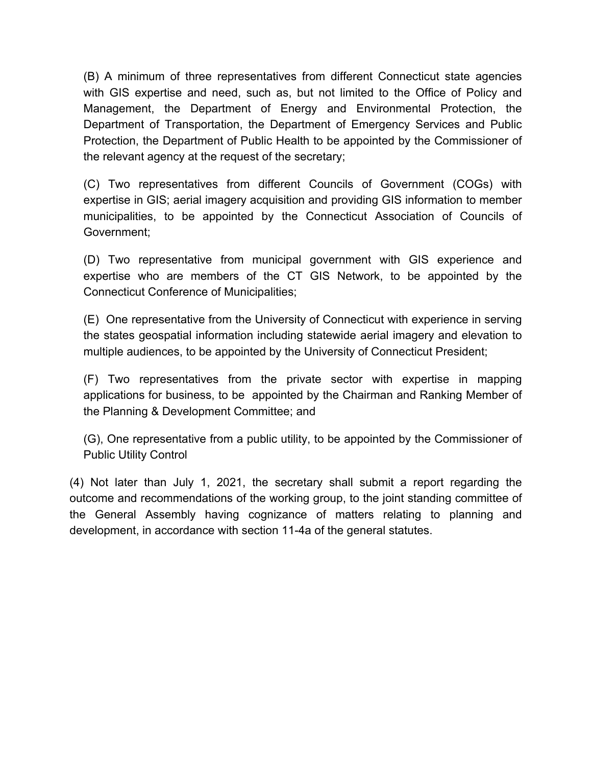(B) A minimum of three representatives from different Connecticut state agencies with GIS expertise and need, such as, but not limited to the Office of Policy and Management, the Department of Energy and Environmental Protection, the Department of Transportation, the Department of Emergency Services and Public Protection, the Department of Public Health to be appointed by the Commissioner of the relevant agency at the request of the secretary;

(C) Two representatives from different Councils of Government (COGs) with expertise in GIS; aerial imagery acquisition and providing GIS information to member municipalities, to be appointed by the Connecticut Association of Councils of Government;

(D) Two representative from municipal government with GIS experience and expertise who are members of the CT GIS Network, to be appointed by the Connecticut Conference of Municipalities;

(E) One representative from the University of Connecticut with experience in serving the states geospatial information including statewide aerial imagery and elevation to multiple audiences, to be appointed by the University of Connecticut President;

(F) Two representatives from the private sector with expertise in mapping applications for business, to be appointed by the Chairman and Ranking Member of the Planning & Development Committee; and

(G), One representative from a public utility, to be appointed by the Commissioner of Public Utility Control

(4) Not later than July 1, 2021, the secretary shall submit a report regarding the outcome and recommendations of the working group, to the joint standing committee of the General Assembly having cognizance of matters relating to planning and development, in accordance with section 11-4a of the general statutes.